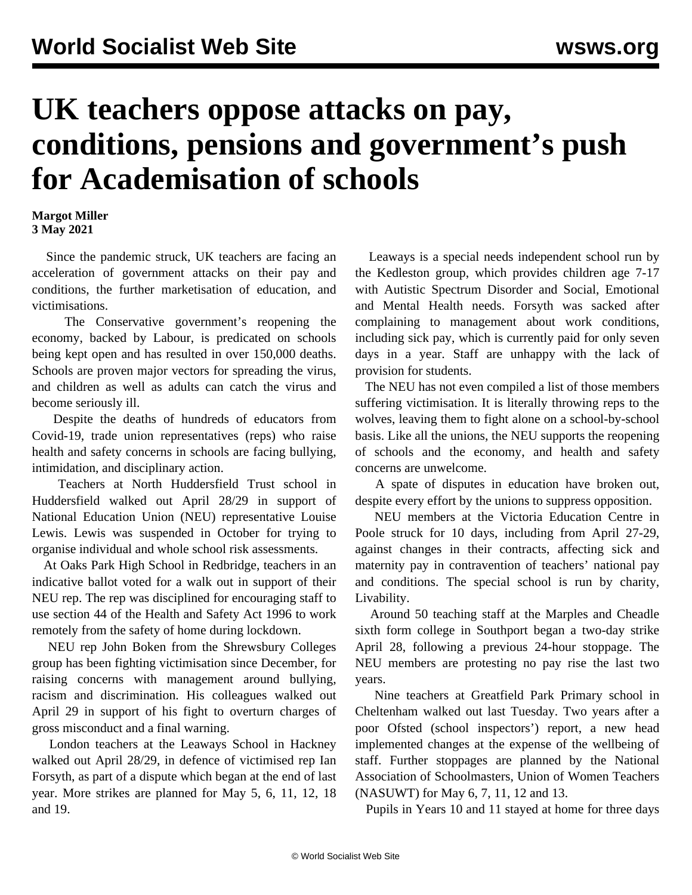# UK teachers oppose attacks on pay, conditions, pensions and government's push for Academisation of schools

**Margot Miller**
**3 May 2021**

Since the pandemic struck, UK teachers are facing an acceleration of government attacks on their pay and conditions, the further marketisation of education, and victimisations.

The Conservative government's reopening the economy, backed by Labour, is predicated on schools being kept open and has resulted in over 150,000 deaths. Schools are proven major vectors for spreading the virus, and children as well as adults can catch the virus and become seriously ill.

Despite the deaths of hundreds of educators from Covid-19, trade union representatives (reps) who raise health and safety concerns in schools are facing bullying, intimidation, and disciplinary action.

Teachers at North Huddersfield Trust school in Huddersfield walked out April 28/29 in support of National Education Union (NEU) representative Louise Lewis. Lewis was suspended in October for trying to organise individual and whole school risk assessments.

At Oaks Park High School in Redbridge, teachers in an indicative ballot voted for a walk out in support of their NEU rep. The rep was disciplined for encouraging staff to use section 44 of the Health and Safety Act 1996 to work remotely from the safety of home during lockdown.

NEU rep John Boken from the Shrewsbury Colleges group has been fighting victimisation since December, for raising concerns with management around bullying, racism and discrimination. His colleagues walked out April 29 in support of his fight to overturn charges of gross misconduct and a final warning.

London teachers at the Leaways School in Hackney walked out April 28/29, in defence of victimised rep Ian Forsyth, as part of a dispute which began at the end of last year. More strikes are planned for May 5, 6, 11, 12, 18 and 19.

Leaways is a special needs independent school run by the Kedleston group, which provides children age 7-17 with Autistic Spectrum Disorder and Social, Emotional and Mental Health needs. Forsyth was sacked after complaining to management about work conditions, including sick pay, which is currently paid for only seven days in a year. Staff are unhappy with the lack of provision for students.

The NEU has not even compiled a list of those members suffering victimisation. It is literally throwing reps to the wolves, leaving them to fight alone on a school-by-school basis. Like all the unions, the NEU supports the reopening of schools and the economy, and health and safety concerns are unwelcome.

A spate of disputes in education have broken out, despite every effort by the unions to suppress opposition.

NEU members at the Victoria Education Centre in Poole struck for 10 days, including from April 27-29, against changes in their contracts, affecting sick and maternity pay in contravention of teachers' national pay and conditions. The special school is run by charity, Livability.

Around 50 teaching staff at the Marples and Cheadle sixth form college in Southport began a two-day strike April 28, following a previous 24-hour stoppage. The NEU members are protesting no pay rise the last two years.

Nine teachers at Greatfield Park Primary school in Cheltenham walked out last Tuesday. Two years after a poor Ofsted (school inspectors') report, a new head implemented changes at the expense of the wellbeing of staff. Further stoppages are planned by the National Association of Schoolmasters, Union of Women Teachers (NASUWT) for May 6, 7, 11, 12 and 13.

Pupils in Years 10 and 11 stayed at home for three days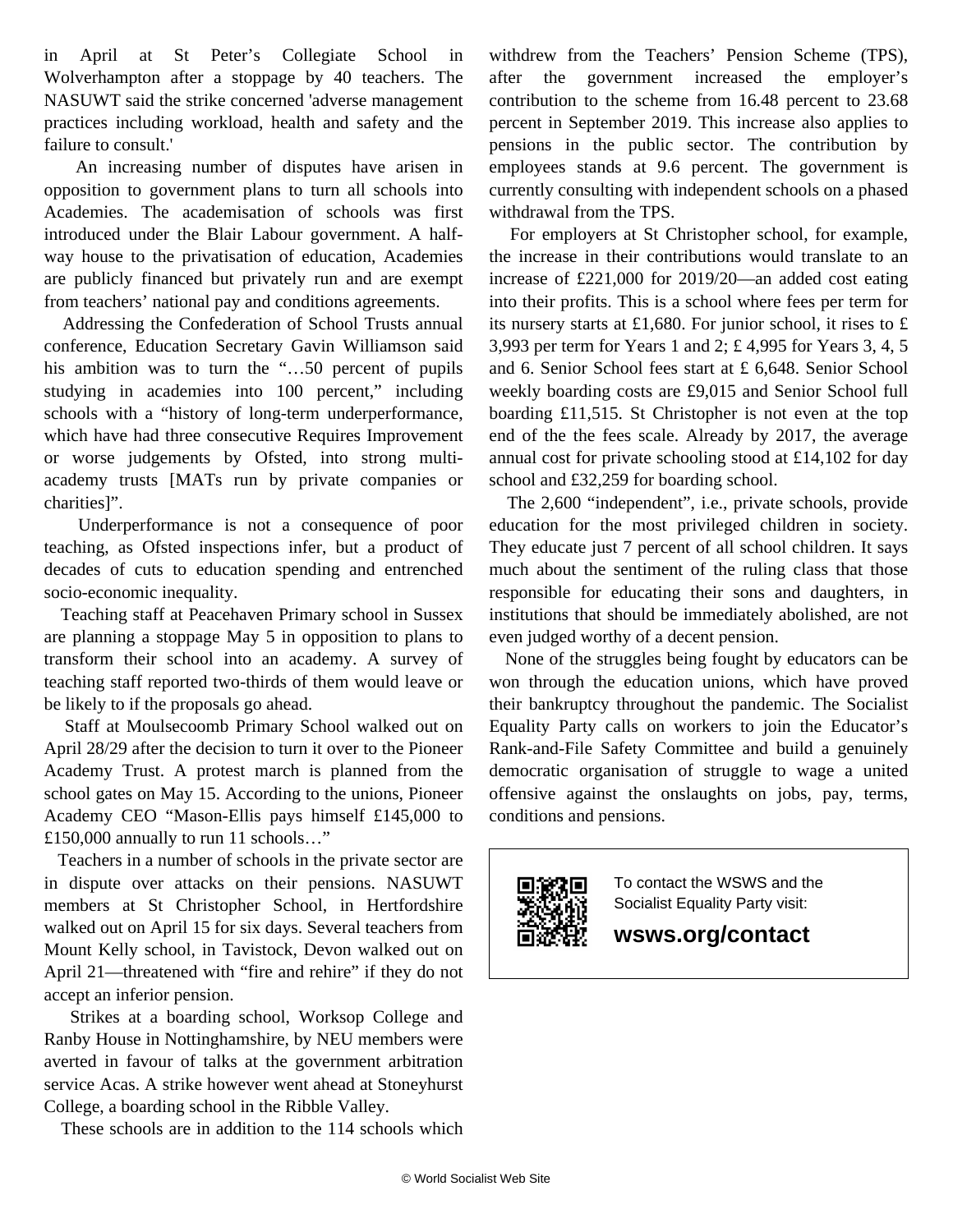in April at St Peter's Collegiate School in Wolverhampton after a stoppage by 40 teachers. The NASUWT said the strike concerned 'adverse management practices including workload, health and safety and the failure to consult.'

An increasing number of disputes have arisen in opposition to government plans to turn all schools into Academies. The academisation of schools was first introduced under the Blair Labour government. A half-way house to the privatisation of education, Academies are publicly financed but privately run and are exempt from teachers' national pay and conditions agreements.

Addressing the Confederation of School Trusts annual conference, Education Secretary Gavin Williamson said his ambition was to turn the "…50 percent of pupils studying in academies into 100 percent," including schools with a "history of long-term underperformance, which have had three consecutive Requires Improvement or worse judgements by Ofsted, into strong multi-academy trusts [MATs run by private companies or charities]".

Underperformance is not a consequence of poor teaching, as Ofsted inspections infer, but a product of decades of cuts to education spending and entrenched socio-economic inequality.

Teaching staff at Peacehaven Primary school in Sussex are planning a stoppage May 5 in opposition to plans to transform their school into an academy. A survey of teaching staff reported two-thirds of them would leave or be likely to if the proposals go ahead.

Staff at Moulsecoomb Primary School walked out on April 28/29 after the decision to turn it over to the Pioneer Academy Trust. A protest march is planned from the school gates on May 15. According to the unions, Pioneer Academy CEO "Mason-Ellis pays himself £145,000 to £150,000 annually to run 11 schools…"

Teachers in a number of schools in the private sector are in dispute over attacks on their pensions. NASUWT members at St Christopher School, in Hertfordshire walked out on April 15 for six days. Several teachers from Mount Kelly school, in Tavistock, Devon walked out on April 21—threatened with "fire and rehire" if they do not accept an inferior pension.

Strikes at a boarding school, Worksop College and Ranby House in Nottinghamshire, by NEU members were averted in favour of talks at the government arbitration service Acas. A strike however went ahead at Stoneyhurst College, a boarding school in the Ribble Valley.

These schools are in addition to the 114 schools which withdrew from the Teachers' Pension Scheme (TPS), after the government increased the employer's contribution to the scheme from 16.48 percent to 23.68 percent in September 2019. This increase also applies to pensions in the public sector. The contribution by employees stands at 9.6 percent. The government is currently consulting with independent schools on a phased withdrawal from the TPS.

For employers at St Christopher school, for example, the increase in their contributions would translate to an increase of £221,000 for 2019/20—an added cost eating into their profits. This is a school where fees per term for its nursery starts at £1,680. For junior school, it rises to £ 3,993 per term for Years 1 and 2; £ 4,995 for Years 3, 4, 5 and 6. Senior School fees start at £ 6,648. Senior School weekly boarding costs are £9,015 and Senior School full boarding £11,515. St Christopher is not even at the top end of the the fees scale. Already by 2017, the average annual cost for private schooling stood at £14,102 for day school and £32,259 for boarding school.

The 2,600 "independent", i.e., private schools, provide education for the most privileged children in society. They educate just 7 percent of all school children. It says much about the sentiment of the ruling class that those responsible for educating their sons and daughters, in institutions that should be immediately abolished, are not even judged worthy of a decent pension.

None of the struggles being fought by educators can be won through the education unions, which have proved their bankruptcy throughout the pandemic. The Socialist Equality Party calls on workers to join the Educator's Rank-and-File Safety Committee and build a genuinely democratic organisation of struggle to wage a united offensive against the onslaughts on jobs, pay, terms, conditions and pensions.

To contact the WSWS and the Socialist Equality Party visit:

**wsws.org/contact**